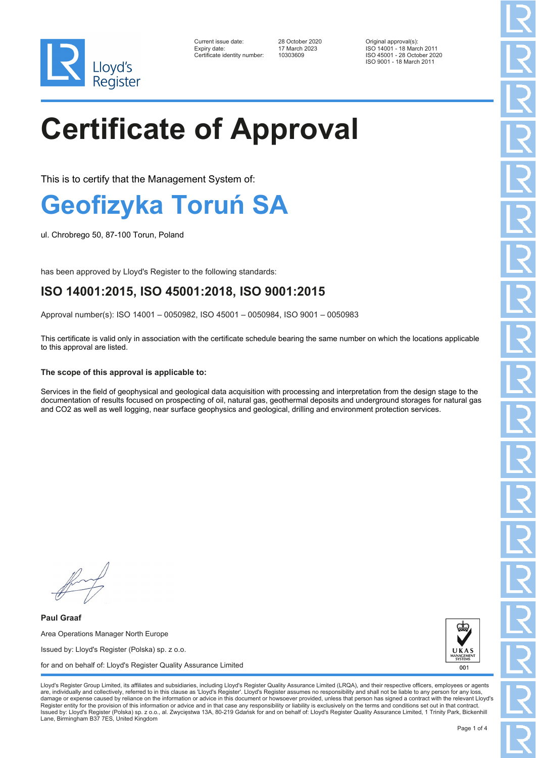Lloyd's Register

| | | |
|---|---|---|
| Current issue date: | 28 October 2020 | Original approval(s): |
| Expiry date: | 17 March 2023 | ISO 14001 - 18 March 2011 |
| Certificate identity number: | 10303609 | ISO 45001 - 28 October 2020 |
| | | ISO 9001 - 18 March 2011 |

# Certificate of Approval

This is to certify that the Management System of:

## Geofizyka Toruń SA

ul. Chrobrego 50, 87-100 Torun, Poland

has been approved by Lloyd's Register to the following standards:

### ISO 14001:2015, ISO 45001:2018, ISO 9001:2015

Approval number(s): ISO 14001 – 0050982, ISO 45001 – 0050984, ISO 9001 – 0050983

This certificate is valid only in association with the certificate schedule bearing the same number on which the locations applicable to this approval are listed.

**The scope of this approval is applicable to:**

Services in the field of geophysical and geological data acquisition with processing and interpretation from the design stage to the documentation of results focused on prospecting of oil, natural gas, geothermal deposits and underground storages for natural gas and CO2 as well as well logging, near surface geophysics and geological, drilling and environment protection services.

**Paul Graaf**

Area Operations Manager North Europe

Issued by: Lloyd's Register (Polska) sp. z o.o.

for and on behalf of: Lloyd's Register Quality Assurance Limited

UKAS MANAGEMENT SYSTEMS 001

Lloyd's Register Group Limited, its affiliates and subsidiaries, including Lloyd's Register Quality Assurance Limited (LRQA), and their respective officers, employees or agents are, individually and collectively, referred to in this clause as 'Lloyd's Register'. Lloyd's Register assumes no responsibility and shall not be liable to any person for any loss, damage or expense caused by reliance on the information or advice in this document or howsoever provided, unless that person has signed a contract with the relevant Lloyd's Register entity for the provision of this information or advice and in that case any responsibility or liability is exclusively on the terms and conditions set out in that contract.
Issued by: Lloyd's Register (Polska) sp. z o.o., al. Zwycięstwa 13A, 80-219 Gdańsk for and on behalf of: Lloyd's Register Quality Assurance Limited, 1 Trinity Park, Bickenhill Lane, Birmingham B37 7ES, United Kingdom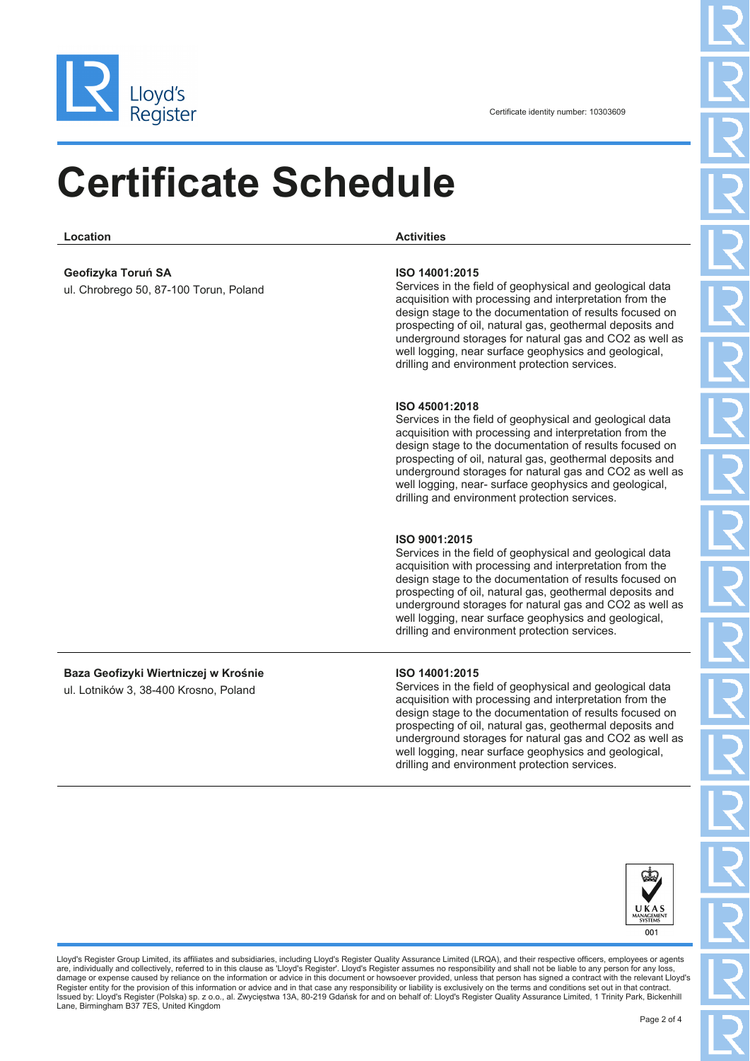Certificate identity number: 10303609

# Certificate Schedule

| Location | Activities |
| --- | --- |
| **Geofizyka Toruń SA**<br>ul. Chrobrego 50, 87-100 Torun, Poland | **ISO 14001:2015**<br>Services in the field of geophysical and geological data acquisition with processing and interpretation from the design stage to the documentation of results focused on prospecting of oil, natural gas, geothermal deposits and underground storages for natural gas and $CO_2$ as well as well logging, near surface geophysics and geological, drilling and environment protection services.<br><br>**ISO 45001:2018**<br>Services in the field of geophysical and geological data acquisition with processing and interpretation from the design stage to the documentation of results focused on prospecting of oil, natural gas, geothermal deposits and underground storages for natural gas and $CO_2$ as well as well logging, near- surface geophysics and geological, drilling and environment protection services.<br><br>**ISO 9001:2015**<br>Services in the field of geophysical and geological data acquisition with processing and interpretation from the design stage to the documentation of results focused on prospecting of oil, natural gas, geothermal deposits and underground storages for natural gas and $CO_2$ as well as well logging, near surface geophysics and geological, drilling and environment protection services. |
| **Baza Geofizyki Wiertniczej w Krośnie**<br>ul. Lotników 3, 38-400 Krosno, Poland | **ISO 14001:2015**<br>Services in the field of geophysical and geological data acquisition with processing and interpretation from the design stage to the documentation of results focused on prospecting of oil, natural gas, geothermal deposits and underground storages for natural gas and $CO_2$ as well as well logging, near surface geophysics and geological, drilling and environment protection services. |

UKAS MANAGEMENT SYSTEMS 001

Lloyd's Register Group Limited, its affiliates and subsidiaries, including Lloyd's Register Quality Assurance Limited (LRQA), and their respective officers, employees or agents are, individually and collectively, referred to in this clause as 'Lloyd's Register'. Lloyd's Register assumes no responsibility and shall not be liable to any person for any loss, damage or expense caused by reliance on the information or advice in this document or howsoever provided, unless that person has signed a contract with the relevant Lloyd's Register entity for the provision of this information or advice and in that case any responsibility or liability is exclusively on the terms and conditions set out in that contract.
Issued by: Lloyd's Register (Polska) sp. z o.o., al. Zwycięstwa 13A, 80-219 Gdańsk for and on behalf of: Lloyd's Register Quality Assurance Limited, 1 Trinity Park, Bickenhill Lane, Birmingham B37 7ES, United Kingdom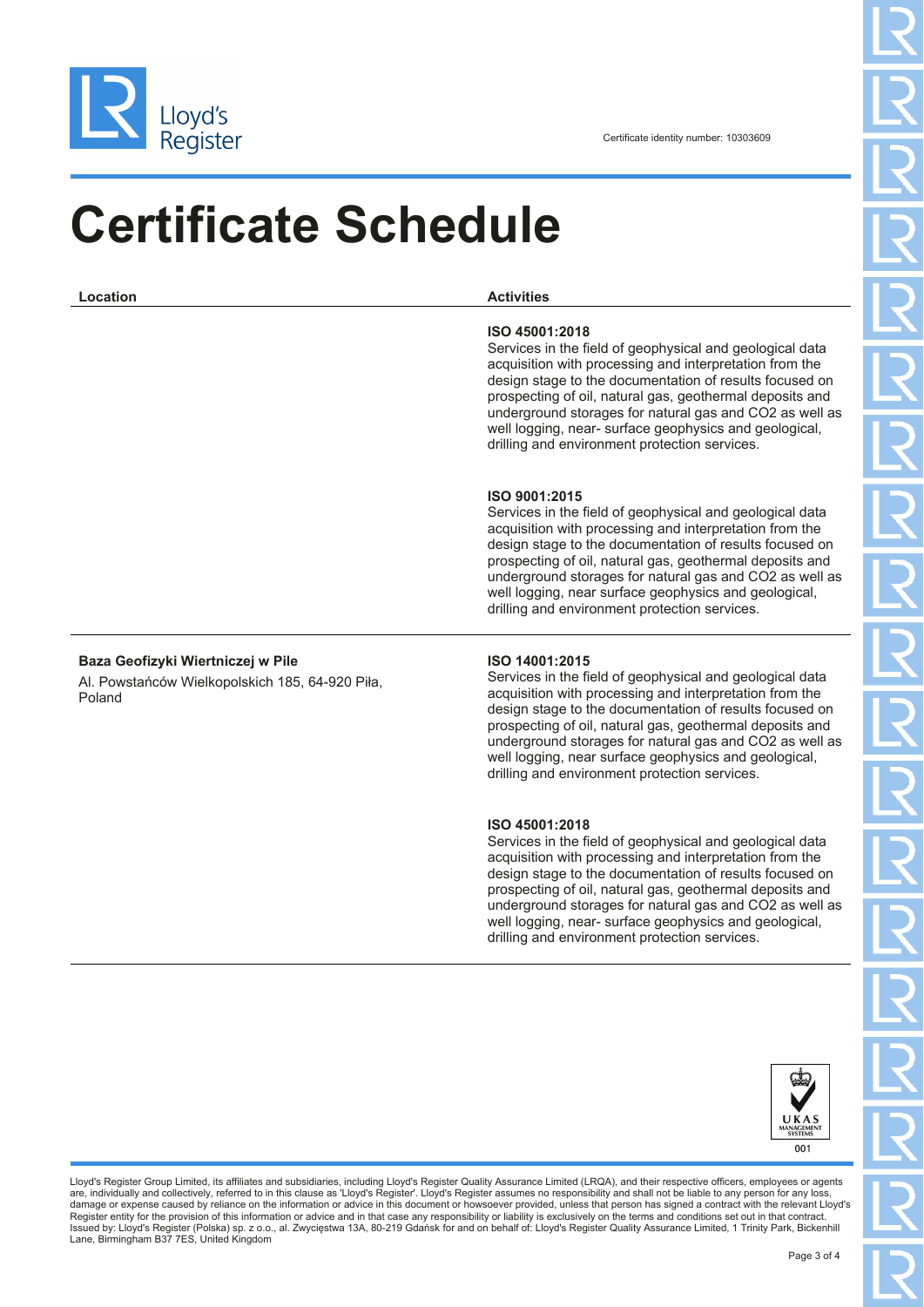Certificate identity number: 10303609

# Certificate Schedule

| Location | Activities |
| --- | --- |
| | **ISO 45001:2018**<br>Services in the field of geophysical and geological data acquisition with processing and interpretation from the design stage to the documentation of results focused on prospecting of oil, natural gas, geothermal deposits and underground storages for natural gas and CO2 as well as well logging, near- surface geophysics and geological, drilling and environment protection services.<br><br>**ISO 9001:2015**<br>Services in the field of geophysical and geological data acquisition with processing and interpretation from the design stage to the documentation of results focused on prospecting of oil, natural gas, geothermal deposits and underground storages for natural gas and CO2 as well as well logging, near surface geophysics and geological, drilling and environment protection services. |
| **Baza Geofizyki Wiertniczej w Pile**<br>Al. Powstańców Wielkopolskich 185, 64-920 Piła, Poland | **ISO 14001:2015**<br>Services in the field of geophysical and geological data acquisition with processing and interpretation from the design stage to the documentation of results focused on prospecting of oil, natural gas, geothermal deposits and underground storages for natural gas and CO2 as well as well logging, near surface geophysics and geological, drilling and environment protection services.<br><br>**ISO 45001:2018**<br>Services in the field of geophysical and geological data acquisition with processing and interpretation from the design stage to the documentation of results focused on prospecting of oil, natural gas, geothermal deposits and underground storages for natural gas and CO2 as well as well logging, near- surface geophysics and geological, drilling and environment protection services. |

UKAS MANAGEMENT SYSTEMS 001

Lloyd's Register Group Limited, its affiliates and subsidiaries, including Lloyd's Register Quality Assurance Limited (LRQA), and their respective officers, employees or agents are, individually and collectively, referred to in this clause as 'Lloyd's Register'. Lloyd's Register assumes no responsibility and shall not be liable to any person for any loss, damage or expense caused by reliance on the information or advice in this document or howsoever provided, unless that person has signed a contract with the relevant Lloyd's Register entity for the provision of this information or advice and in that case any responsibility or liability is exclusively on the terms and conditions set out in that contract.
Issued by: Lloyd's Register (Polska) sp. z o.o., al. Zwycięstwa 13A, 80-219 Gdańsk for and on behalf of: Lloyd's Register Quality Assurance Limited, 1 Trinity Park, Bickenhill Lane, Birmingham B37 7ES, United Kingdom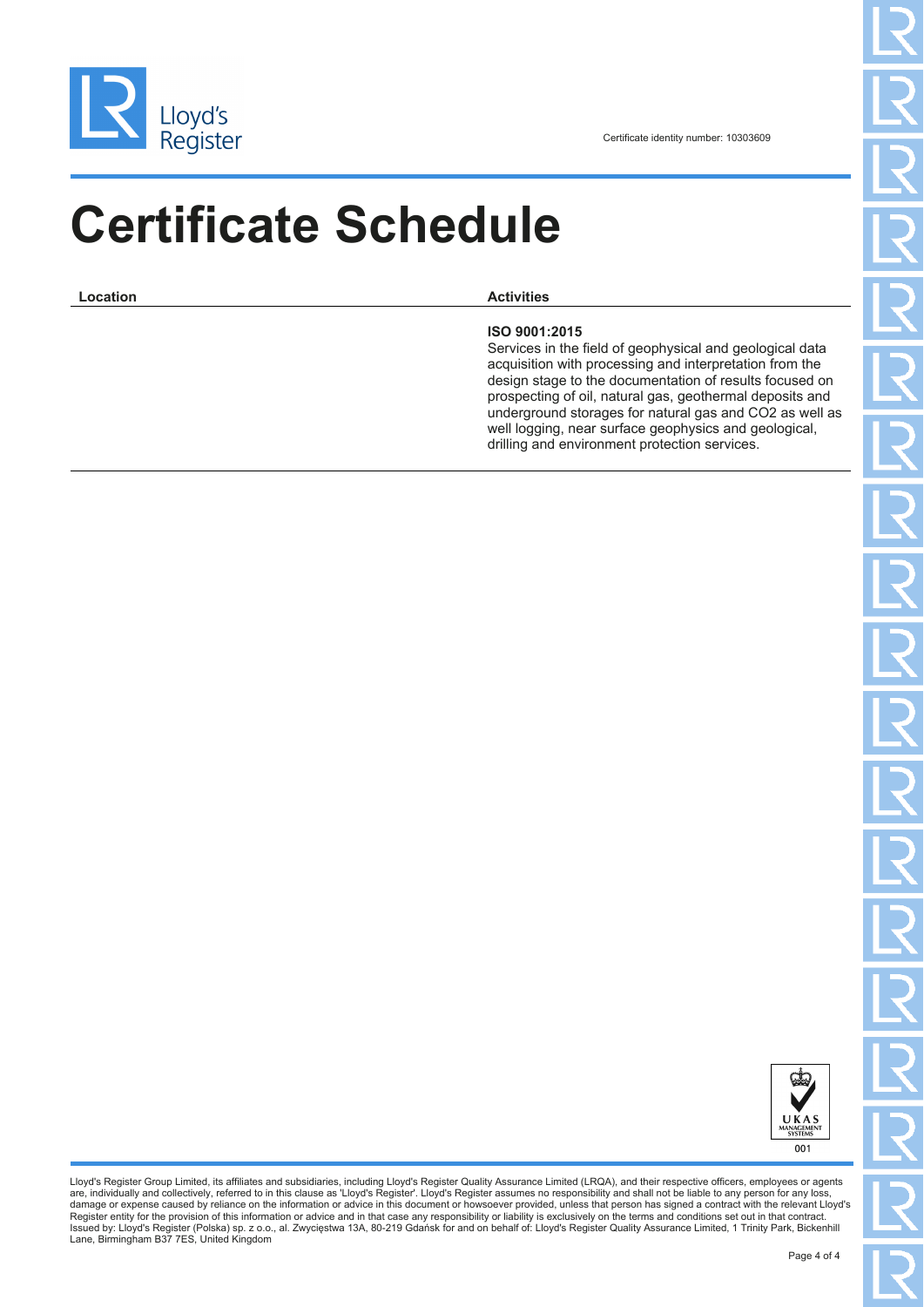Certificate identity number: 10303609

# Certificate Schedule

| Location | Activities |
| --- | --- |
| | **ISO 9001:2015**<br>Services in the field of geophysical and geological data acquisition with processing and interpretation from the design stage to the documentation of results focused on prospecting of oil, natural gas, geothermal deposits and underground storages for natural gas and $CO_2$ as well as well logging, near surface geophysics and geological, drilling and environment protection services. |

UKAS MANAGEMENT SYSTEMS
001

Lloyd's Register Group Limited, its affiliates and subsidiaries, including Lloyd's Register Quality Assurance Limited (LRQA), and their respective officers, employees or agents are, individually and collectively, referred to in this clause as 'Lloyd's Register'. Lloyd's Register assumes no responsibility and shall not be liable to any person for any loss, damage or expense caused by reliance on the information or advice in this document or howsoever provided, unless that person has signed a contract with the relevant Lloyd's Register entity for the provision of this information or advice and in that case any responsibility or liability is exclusively on the terms and conditions set out in that contract.
Issued by: Lloyd's Register (Polska) sp. z o.o., al. Zwycięstwa 13A, 80-219 Gdańsk for and on behalf of: Lloyd's Register Quality Assurance Limited, 1 Trinity Park, Bickenhill Lane, Birmingham B37 7ES, United Kingdom